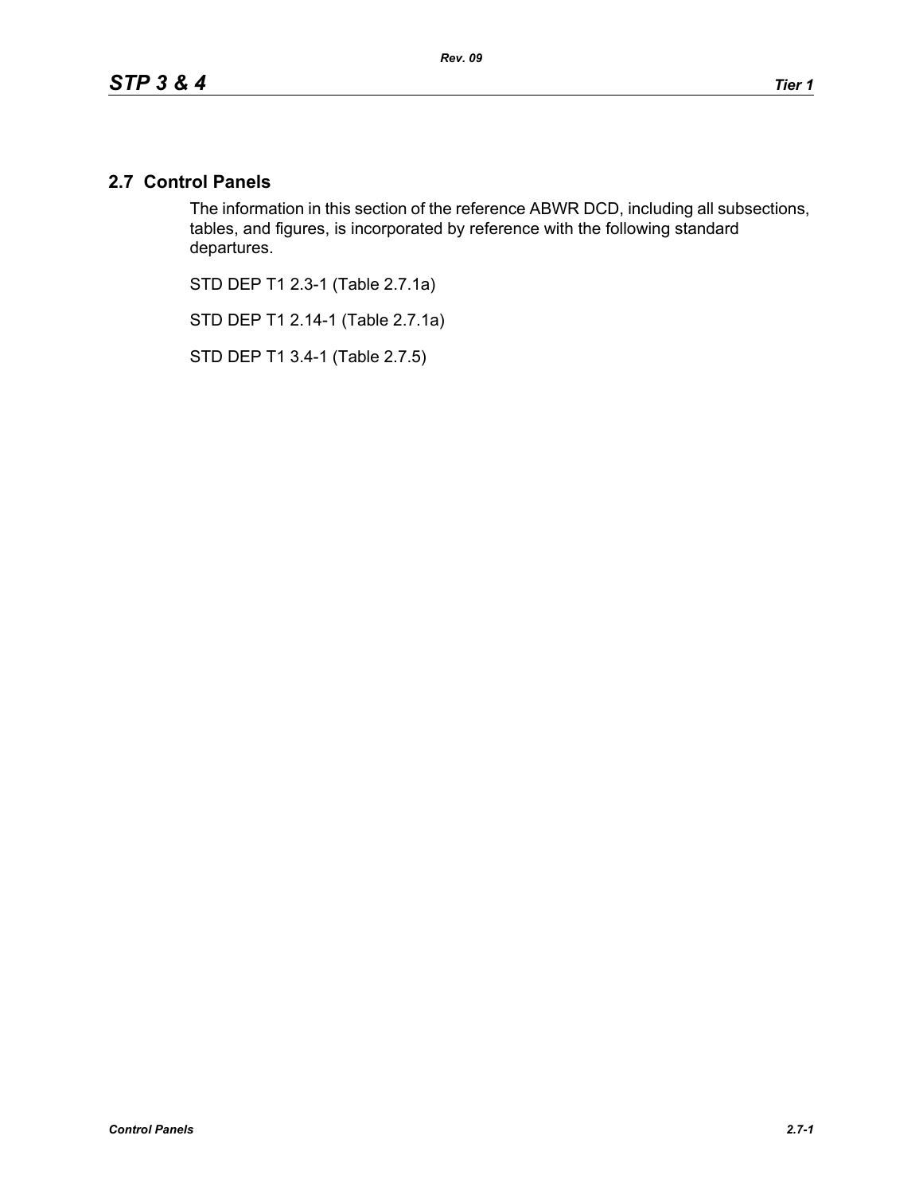## 2.7 Control Panels

The information in this section of the reference ABWR DCD, including all subsections, tables, and figures, is incorporated by reference with the following standard departures.

STD DEP T1 2.3-1 (Table 2.7.1a)

STD DEP T1 2.14-1 (Table 2.7.1a)

STD DEP T1 3.4-1 (Table 2.7.5)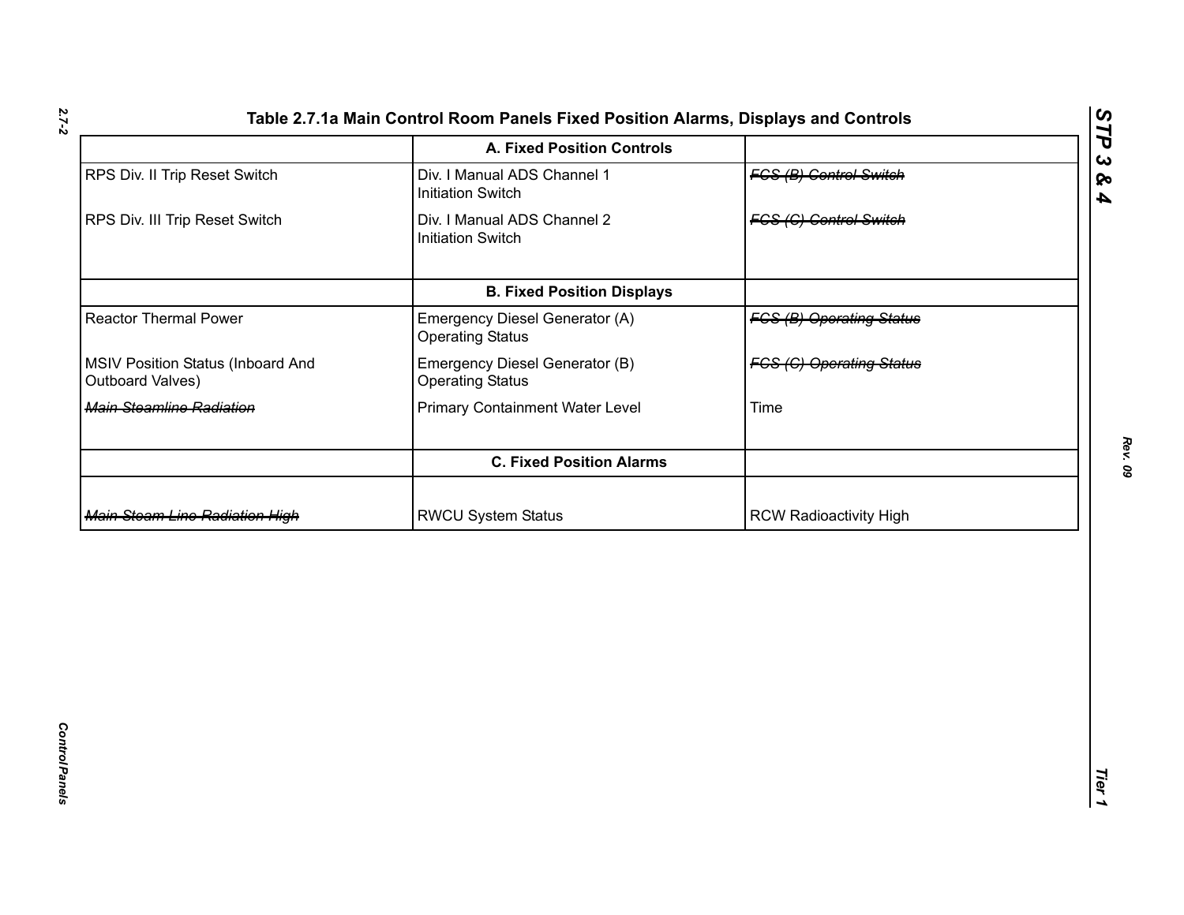# Table 2.7.1a Main Control Room Panels Fixed Position Alarms, Displays and Controls

| | A. Fixed Position Controls | |
|---|---|---|
| RPS Div. II Trip Reset Switch | Div. I Manual ADS Channel 1 Initiation Switch | ~~FCS (B) Control Switch~~ |
| RPS Div. III Trip Reset Switch | Div. I Manual ADS Channel 2 Initiation Switch | ~~FCS (C) Control Switch~~ |
| | **B. Fixed Position Displays** | |
| Reactor Thermal Power | Emergency Diesel Generator (A) Operating Status | ~~FCS (B) Operating Status~~ |
| MSIV Position Status (Inboard And Outboard Valves) | Emergency Diesel Generator (B) Operating Status | ~~FCS (C) Operating Status~~ |
| ~~*Main Steamline Radiation*~~ | Primary Containment Water Level | Time |
| | **C. Fixed Position Alarms** | |
| ~~*Main Steam Line Radiation High*~~ | RWCU System Status | RCW Radioactivity High |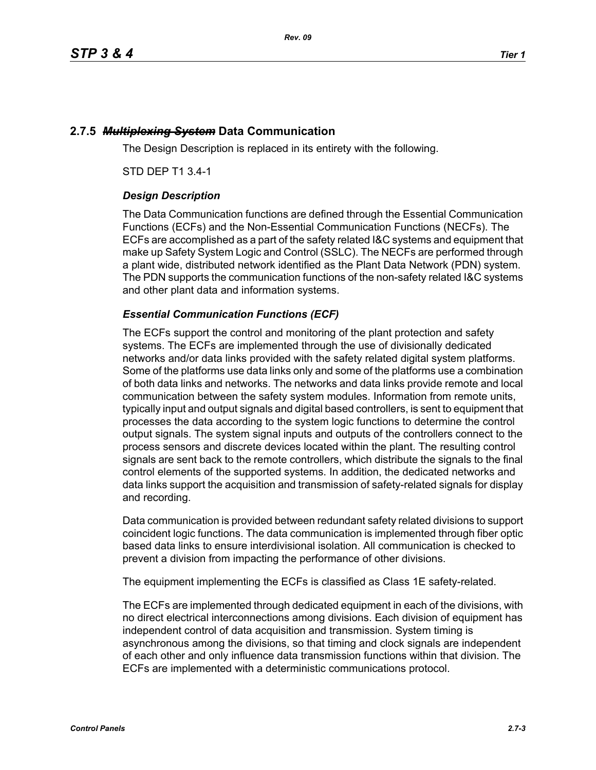## 2.7.5 ~~*Multiplexing System*~~ Data Communication

The Design Description is replaced in its entirety with the following.

STD DEP T1 3.4-1

### *Design Description*

The Data Communication functions are defined through the Essential Communication Functions (ECFs) and the Non-Essential Communication Functions (NECFs). The ECFs are accomplished as a part of the safety related I&C systems and equipment that make up Safety System Logic and Control (SSLC). The NECFs are performed through a plant wide, distributed network identified as the Plant Data Network (PDN) system. The PDN supports the communication functions of the non-safety related I&C systems and other plant data and information systems.

### *Essential Communication Functions (ECF)*

The ECFs support the control and monitoring of the plant protection and safety systems. The ECFs are implemented through the use of divisionally dedicated networks and/or data links provided with the safety related digital system platforms. Some of the platforms use data links only and some of the platforms use a combination of both data links and networks. The networks and data links provide remote and local communication between the safety system modules. Information from remote units, typically input and output signals and digital based controllers, is sent to equipment that processes the data according to the system logic functions to determine the control output signals. The system signal inputs and outputs of the controllers connect to the process sensors and discrete devices located within the plant. The resulting control signals are sent back to the remote controllers, which distribute the signals to the final control elements of the supported systems. In addition, the dedicated networks and data links support the acquisition and transmission of safety-related signals for display and recording.

Data communication is provided between redundant safety related divisions to support coincident logic functions. The data communication is implemented through fiber optic based data links to ensure interdivisional isolation. All communication is checked to prevent a division from impacting the performance of other divisions.

The equipment implementing the ECFs is classified as Class 1E safety-related.

The ECFs are implemented through dedicated equipment in each of the divisions, with no direct electrical interconnections among divisions. Each division of equipment has independent control of data acquisition and transmission. System timing is asynchronous among the divisions, so that timing and clock signals are independent of each other and only influence data transmission functions within that division. The ECFs are implemented with a deterministic communications protocol.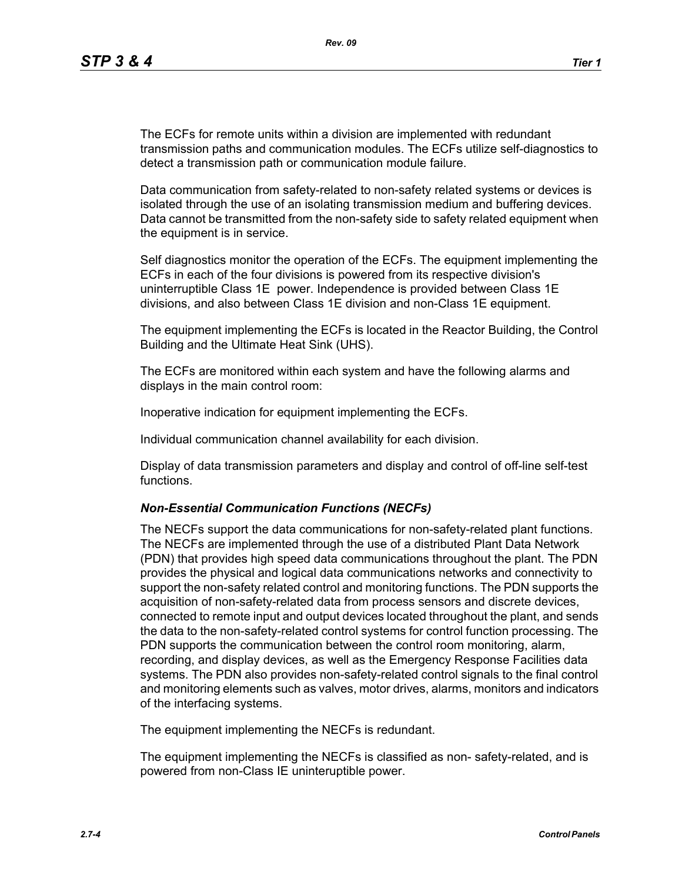The ECFs for remote units within a division are implemented with redundant transmission paths and communication modules. The ECFs utilize self-diagnostics to detect a transmission path or communication module failure.

Data communication from safety-related to non-safety related systems or devices is isolated through the use of an isolating transmission medium and buffering devices. Data cannot be transmitted from the non-safety side to safety related equipment when the equipment is in service.

Self diagnostics monitor the operation of the ECFs. The equipment implementing the ECFs in each of the four divisions is powered from its respective division's uninterruptible Class 1E power. Independence is provided between Class 1E divisions, and also between Class 1E division and non-Class 1E equipment.

The equipment implementing the ECFs is located in the Reactor Building, the Control Building and the Ultimate Heat Sink (UHS).

The ECFs are monitored within each system and have the following alarms and displays in the main control room:

Inoperative indication for equipment implementing the ECFs.

Individual communication channel availability for each division.

Display of data transmission parameters and display and control of off-line self-test functions.

### *Non-Essential Communication Functions (NECFs)*

The NECFs support the data communications for non-safety-related plant functions. The NECFs are implemented through the use of a distributed Plant Data Network (PDN) that provides high speed data communications throughout the plant. The PDN provides the physical and logical data communications networks and connectivity to support the non-safety related control and monitoring functions. The PDN supports the acquisition of non-safety-related data from process sensors and discrete devices, connected to remote input and output devices located throughout the plant, and sends the data to the non-safety-related control systems for control function processing. The PDN supports the communication between the control room monitoring, alarm, recording, and display devices, as well as the Emergency Response Facilities data systems. The PDN also provides non-safety-related control signals to the final control and monitoring elements such as valves, motor drives, alarms, monitors and indicators of the interfacing systems.

The equipment implementing the NECFs is redundant.

The equipment implementing the NECFs is classified as non- safety-related, and is powered from non-Class IE uninteruptible power.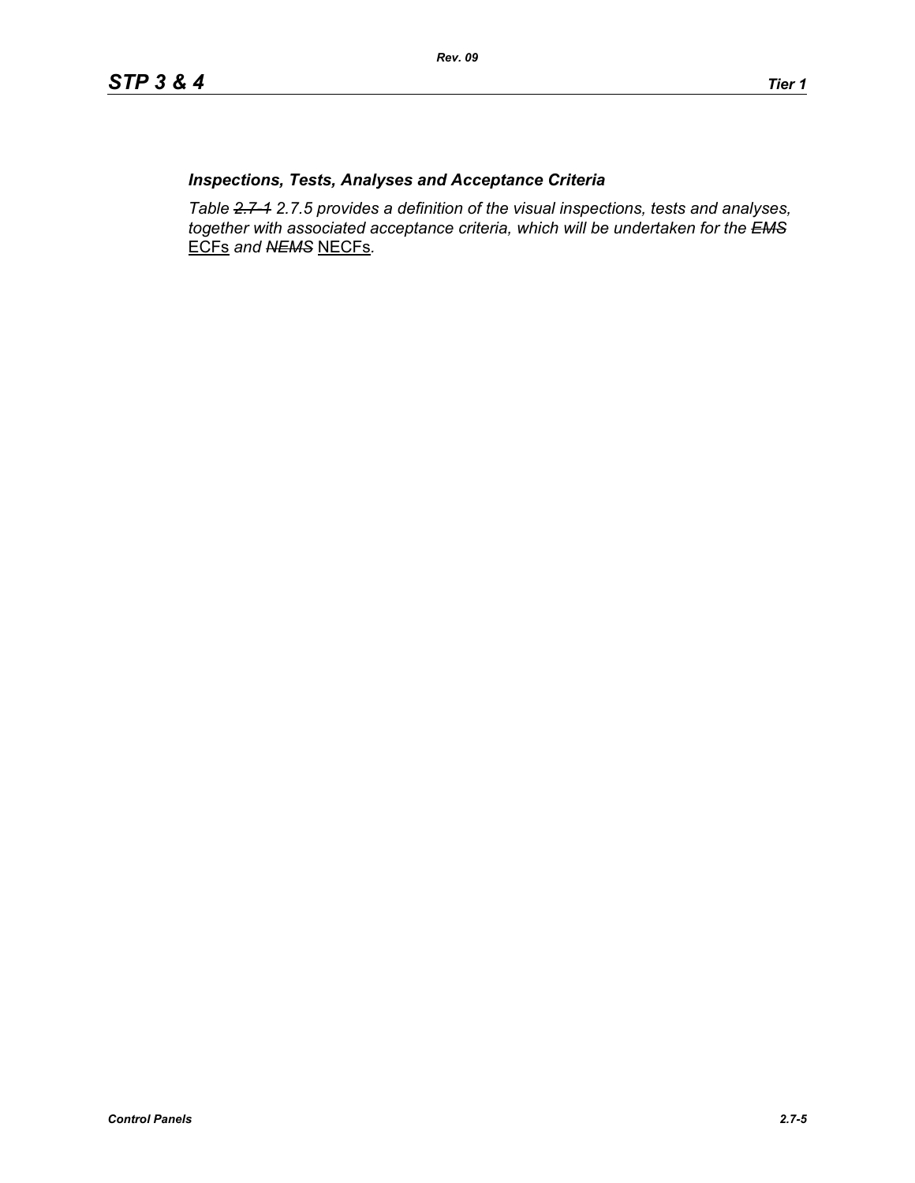***Inspections, Tests, Analyses and Acceptance Criteria***

*Table ~~2.7-1~~ 2.7.5 provides a definition of the visual inspections, tests and analyses, together with associated acceptance criteria, which will be undertaken for the ~~EMS~~* ECFs *and ~~NEMS~~* NECFs*.*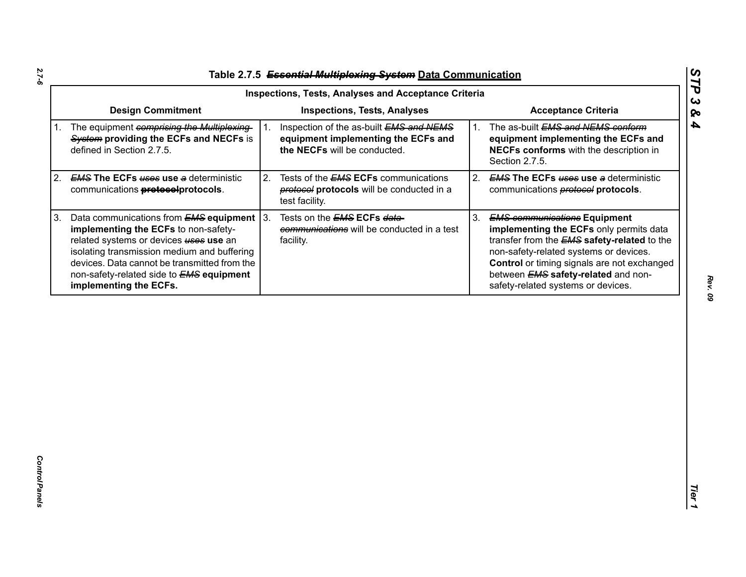## Table 2.7.5 ~~*Essential Multiplexing System*~~ Data Communication

| Inspections, Tests, Analyses and Acceptance Criteria | | |
|---|---|---|
| **Design Commitment** | **Inspections, Tests, Analyses** | **Acceptance Criteria** |
| 1. The equipment ~~*comprising the Multiplexing System*~~ **providing the ECFs and NECFs** is defined in Section 2.7.5. | 1. Inspection of the as-built ~~*EMS and NEMS*~~ **equipment implementing the ECFs and the NECFs** will be conducted. | 1. The as-built ~~*EMS and NEMS conform*~~ **equipment implementing the ECFs and NECFs conforms** with the description in Section 2.7.5. |
| 2. ~~*EMS*~~ **The ECFs** ~~*uses*~~ **use** ~~*a*~~ deterministic communications ~~**protocol**~~**protocols**. | 2. Tests of the ~~*EMS*~~ **ECFs** communications ~~*protocol*~~ **protocols** will be conducted in a test facility. | 2. ~~*EMS*~~ **The ECFs** ~~*uses*~~ **use** ~~*a*~~ deterministic communications ~~*protocol*~~ **protocols**. |
| 3. Data communications from ~~*EMS*~~ **equipment implementing the ECFs** to non-safety-related systems or devices ~~*uses*~~ **use** an isolating transmission medium and buffering devices. Data cannot be transmitted from the non-safety-related side to ~~*EMS*~~ **equipment implementing the ECFs.** | 3. Tests on the ~~*EMS*~~ **ECFs** ~~*data communications*~~ will be conducted in a test facility. | 3. ~~*EMS communications*~~ **Equipment implementing the ECFs** only permits data transfer from the ~~*EMS*~~ **safety-related** to the non-safety-related systems or devices. **Control** or timing signals are not exchanged between ~~*EMS*~~ **safety-related** and non-safety-related systems or devices. |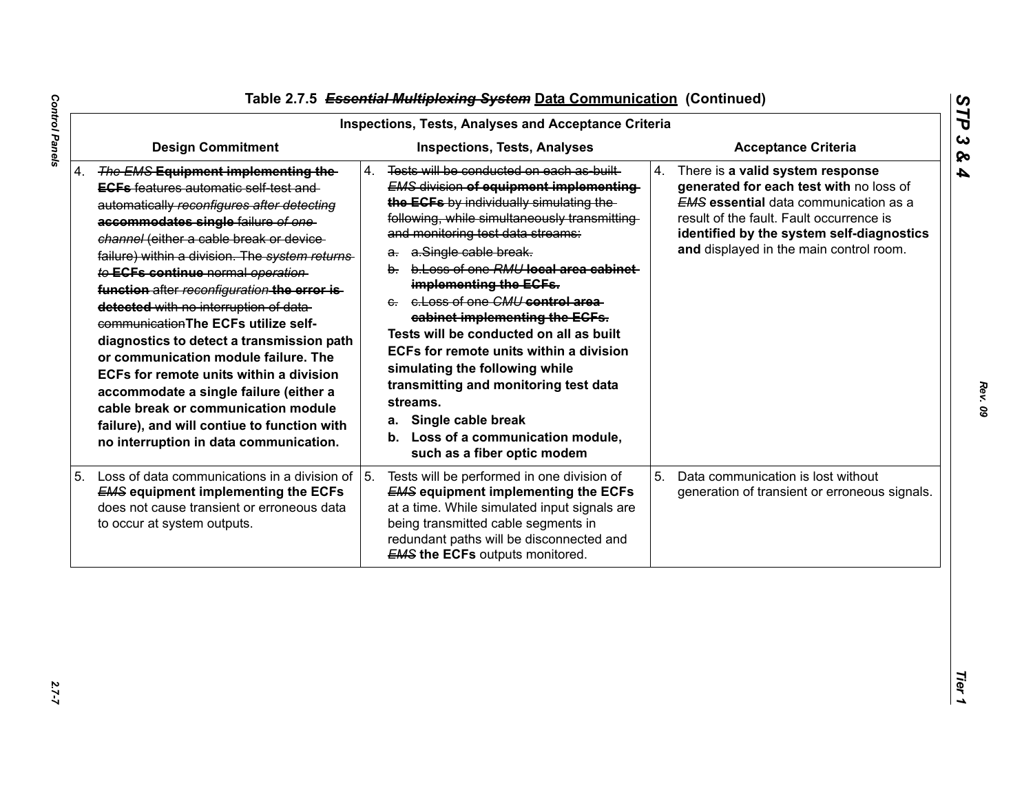# Table 2.7.5 ~~*Essential Multiplexing System*~~ Data Communication (Continued)

| Inspections, Tests, Analyses and Acceptance Criteria | | |
|---|---|---|
| **Design Commitment** | **Inspections, Tests, Analyses** | **Acceptance Criteria** |
| 4. ~~*The EMS* **Equipment implementing the ECFs** features automatic self-test and automatically *reconfigures after detecting* **accommodates single** failure *of one channel* (either a cable break or device failure) within a division. The *system returns to* **ECFs continue** normal *operation* **function** after *reconfiguration* **the error is detected** with no interruption of data communication~~**The ECFs utilize self-diagnostics to detect a transmission path or communication module failure. The ECFs for remote units within a division accommodate a single failure (either a cable break or communication module failure), and will contiue to function with no interruption in data communication.** | 4. ~~Tests will be conducted on each as-built *EMS* division **of equipment implementing the ECFs** by individually simulating the following, while simultaneously transmitting and monitoring test data streams:~~<br>~~a. a.Single cable break.~~<br>~~b. b.Loss of one *RMU* **local area cabinet implementing the ECFs.**~~<br>~~c. c.Loss of one *CMU* **control area cabinet implementing the ECFs.**~~<br>**Tests will be conducted on all as built ECFs for remote units within a division simulating the following while transmitting and monitoring test data streams.**<br>**a. Single cable break**<br>**b. Loss of a communication module, such as a fiber optic modem** | 4. There is **a valid system response generated for each test with** no loss of ~~*EMS*~~ **essential** data communication as a result of the fault. Fault occurrence is **identified by the system self-diagnostics and** displayed in the main control room. |
| 5. Loss of data communications in a division of ~~*EMS*~~ **equipment implementing the ECFs** does not cause transient or erroneous data to occur at system outputs. | 5. Tests will be performed in one division of ~~*EMS*~~ **equipment implementing the ECFs** at a time. While simulated input signals are being transmitted cable segments in redundant paths will be disconnected and ~~*EMS*~~ **the ECFs** outputs monitored. | 5. Data communication is lost without generation of transient or erroneous signals. |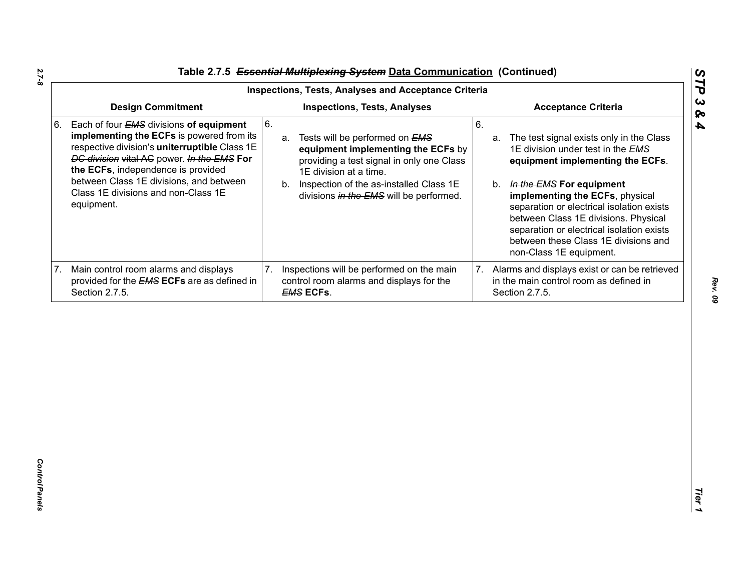# Table 2.7.5 ~~*Essential Multiplexing System*~~ Data Communication (Continued)

| Inspections, Tests, Analyses and Acceptance Criteria | | |
|---|---|---|
| **Design Commitment** | **Inspections, Tests, Analyses** | **Acceptance Criteria** |
| 6. Each of four ~~*EMS*~~ divisions **of equipment implementing the ECFs** is powered from its respective division's **uninterruptible** Class 1E ~~*DC division*~~ ~~vital AC~~ power. ~~*In the EMS*~~ **For the ECFs**, independence is provided between Class 1E divisions, and between Class 1E divisions and non-Class 1E equipment. | 6. a. Tests will be performed on ~~*EMS*~~ **equipment implementing the ECFs** by providing a test signal in only one Class 1E division at a time. b. Inspection of the as-installed Class 1E divisions ~~*in the EMS*~~ will be performed. | 6. a. The test signal exists only in the Class 1E division under test in the ~~*EMS*~~ **equipment implementing the ECFs**. b. ~~*In the EMS*~~ **For equipment implementing the ECFs**, physical separation or electrical isolation exists between Class 1E divisions. Physical separation or electrical isolation exists between these Class 1E divisions and non-Class 1E equipment. |
| 7. Main control room alarms and displays provided for the ~~*EMS*~~ **ECFs** are as defined in Section 2.7.5. | 7. Inspections will be performed on the main control room alarms and displays for the ~~*EMS*~~ **ECFs**. | 7. Alarms and displays exist or can be retrieved in the main control room as defined in Section 2.7.5. |